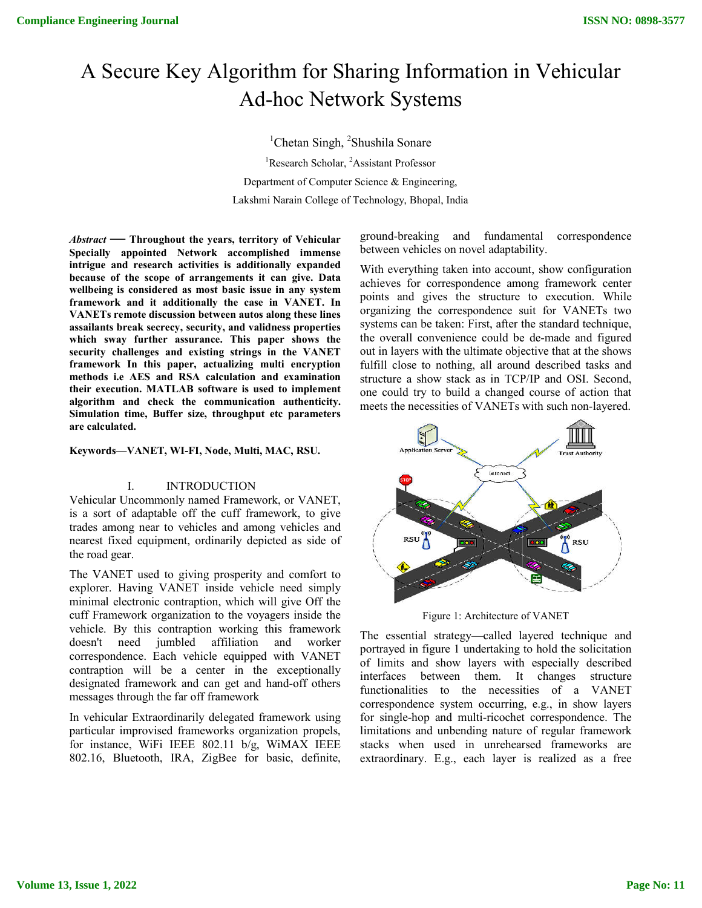# A Secure Key Algorithm for Sharing Information in Vehicular Ad-hoc Network Systems

[1]Chetan Singh, [2]Shushila Sonare

[1]Research Scholar, [2]Assistant Professor

Department of Computer Science & Engineering,

Lakshmi Narain College of Technology, Bhopal, India

*Abstract* — **Throughout the years, territory of Vehicular Specially appointed Network accomplished immense intrigue and research activities is additionally expanded because of the scope of arrangements it can give. Data wellbeing is considered as most basic issue in any system framework and it additionally the case in VANET. In VANETs remote discussion between autos along these lines assailants break secrecy, security, and validness properties which sway further assurance. This paper shows the security challenges and existing strings in the VANET framework In this paper, actualizing multi encryption methods i.e AES and RSA calculation and examination their execution. MATLAB software is used to implement algorithm and check the communication authenticity. Simulation time, Buffer size, throughput etc parameters are calculated.**

**Keywords—VANET, WI-FI, Node, Multi, MAC, RSU.**

## I. INTRODUCTION

Vehicular Uncommonly named Framework, or VANET, is a sort of adaptable off the cuff framework, to give trades among near to vehicles and among vehicles and nearest fixed equipment, ordinarily depicted as side of the road gear.

The VANET used to giving prosperity and comfort to explorer. Having VANET inside vehicle need simply minimal electronic contraption, which will give Off the cuff Framework organization to the voyagers inside the vehicle. By this contraption working this framework doesn't need jumbled affiliation and worker correspondence. Each vehicle equipped with VANET contraption will be a center in the exceptionally designated framework and can get and hand-off others messages through the far off framework

In vehicular Extraordinarily delegated framework using particular improvised frameworks organization propels, for instance, WiFi IEEE 802.11 b/g, WiMAX IEEE 802.16, Bluetooth, IRA, ZigBee for basic, definite, ground-breaking and fundamental correspondence between vehicles on novel adaptability.

With everything taken into account, show configuration achieves for correspondence among framework center points and gives the structure to execution. While organizing the correspondence suit for VANETs two systems can be taken: First, after the standard technique, the overall convenience could be de-made and figured out in layers with the ultimate objective that at the shows fulfill close to nothing, all around described tasks and structure a show stack as in TCP/IP and OSI. Second, one could try to build a changed course of action that meets the necessities of VANETs with such non-layered.

Figure 1: Architecture of VANET

The essential strategy—called layered technique and portrayed in figure 1 undertaking to hold the solicitation of limits and show layers with especially described interfaces between them. It changes structure functionalities to the necessities of a VANET correspondence system occurring, e.g., in show layers for single-hop and multi-ricochet correspondence. The limitations and unbending nature of regular framework stacks when used in unrehearsed frameworks are extraordinary. E.g., each layer is realized as a free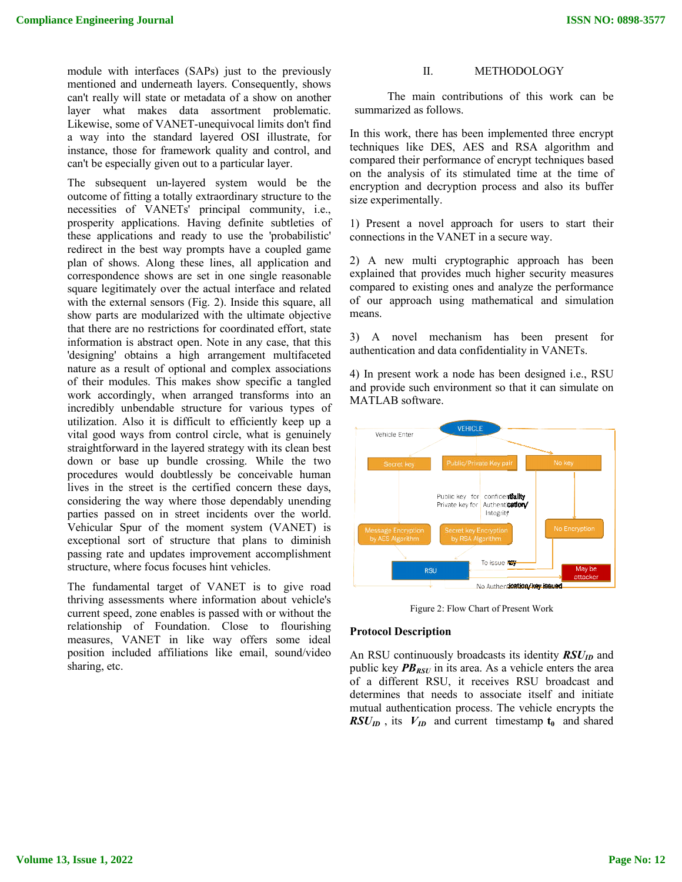module with interfaces (SAPs) just to the previously mentioned and underneath layers. Consequently, shows can't really will state or metadata of a show on another layer what makes data assortment problematic. Likewise, some of VANET-unequivocal limits don't find a way into the standard layered OSI illustrate, for instance, those for framework quality and control, and can't be especially given out to a particular layer.

The subsequent un-layered system would be the outcome of fitting a totally extraordinary structure to the necessities of VANETs' principal community, i.e., prosperity applications. Having definite subtleties of these applications and ready to use the 'probabilistic' redirect in the best way prompts have a coupled game plan of shows. Along these lines, all application and correspondence shows are set in one single reasonable square legitimately over the actual interface and related with the external sensors (Fig. 2). Inside this square, all show parts are modularized with the ultimate objective that there are no restrictions for coordinated effort, state information is abstract open. Note in any case, that this 'designing' obtains a high arrangement multifaceted nature as a result of optional and complex associations of their modules. This makes show specific a tangled work accordingly, when arranged transforms into an incredibly unbendable structure for various types of utilization. Also it is difficult to efficiently keep up a vital good ways from control circle, what is genuinely straightforward in the layered strategy with its clean best down or base up bundle crossing. While the two procedures would doubtlessly be conceivable human lives in the street is the certified concern these days, considering the way where those dependably unending parties passed on in street incidents over the world. Vehicular Spur of the moment system (VANET) is exceptional sort of structure that plans to diminish passing rate and updates improvement accomplishment structure, where focus focuses hint vehicles.

The fundamental target of VANET is to give road thriving assessments where information about vehicle's current speed, zone enables is passed with or without the relationship of Foundation. Close to flourishing measures, VANET in like way offers some ideal position included affiliations like email, sound/video sharing, etc.

## II. METHODOLOGY

The main contributions of this work can be summarized as follows.

In this work, there has been implemented three encrypt techniques like DES, AES and RSA algorithm and compared their performance of encrypt techniques based on the analysis of its stimulated time at the time of encryption and decryption process and also its buffer size experimentally.

1) Present a novel approach for users to start their connections in the VANET in a secure way.

2) A new multi cryptographic approach has been explained that provides much higher security measures compared to existing ones and analyze the performance of our approach using mathematical and simulation means.

3) A novel mechanism has been present for authentication and data confidentiality in VANETs.

4) In present work a node has been designed i.e., RSU and provide such environment so that it can simulate on MATLAB software.

Figure 2: Flow Chart of Present Work

### Protocol Description

An RSU continuously broadcasts its identity $RSU_{ID}$ and public key $PB_{RSU}$ in its area. As a vehicle enters the area of a different RSU, it receives RSU broadcast and determines that needs to associate itself and initiate mutual authentication process. The vehicle encrypts the $RSU_{ID}$ , its $V_{ID}$ and current timestamp $t_0$ and shared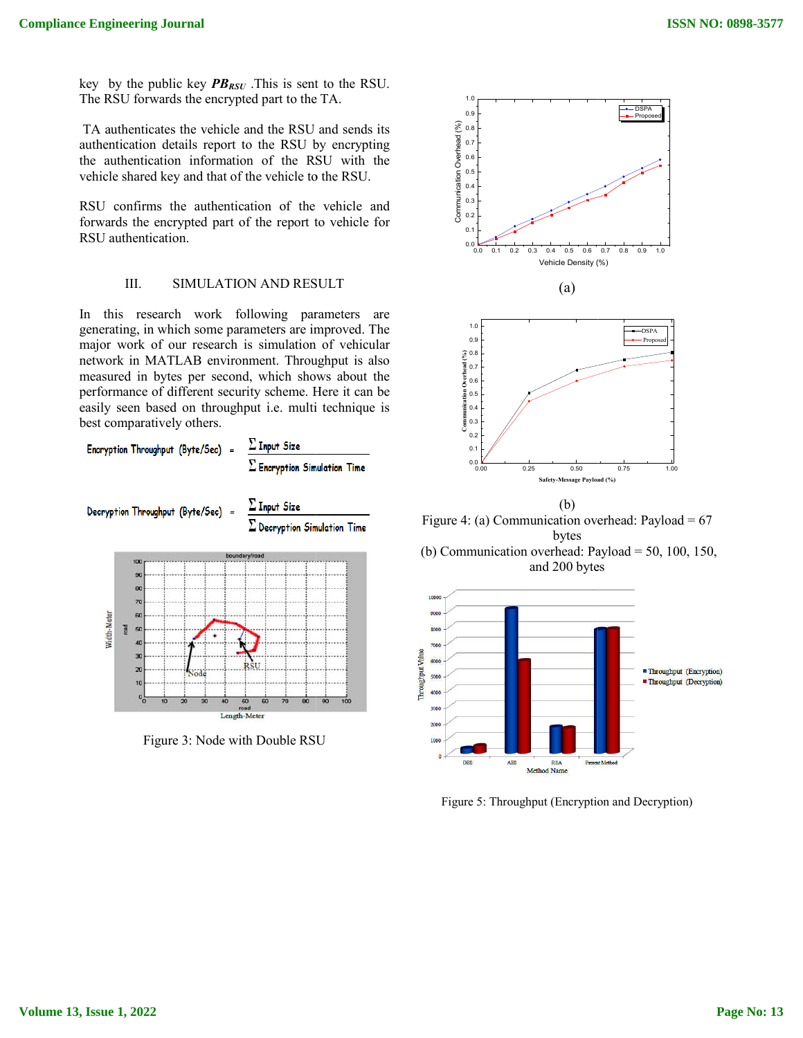key by the public key $PB_{RSU}$ .This is sent to the RSU. The RSU forwards the encrypted part to the TA.

TA authenticates the vehicle and the RSU and sends its authentication details report to the RSU by encrypting the authentication information of the RSU with the vehicle shared key and that of the vehicle to the RSU.

RSU confirms the authentication of the vehicle and forwards the encrypted part of the report to vehicle for RSU authentication.

## III. SIMULATION AND RESULT

In this research work following parameters are generating, in which some parameters are improved. The major work of our research is simulation of vehicular network in MATLAB environment. Throughput is also measured in bytes per second, which shows about the performance of different security scheme. Here it can be easily seen based on throughput i.e. multi technique is best comparatively others.

$$\text{Encryption Throughput (Byte/Sec)} = \frac{\sum \text{Input Size}}{\sum \text{Encryption Simulation Time}}$$

$$\text{Decryption Throughput (Byte/Sec)} = \frac{\sum \text{Input Size}}{\sum \text{Decryption Simulation Time}}$$

Figure 3: Node with Double RSU

(a)

(b)

Figure 4: (a) Communication overhead: Payload = 67 bytes
(b) Communication overhead: Payload = 50, 100, 150, and 200 bytes

Figure 5: Throughput (Encryption and Decryption)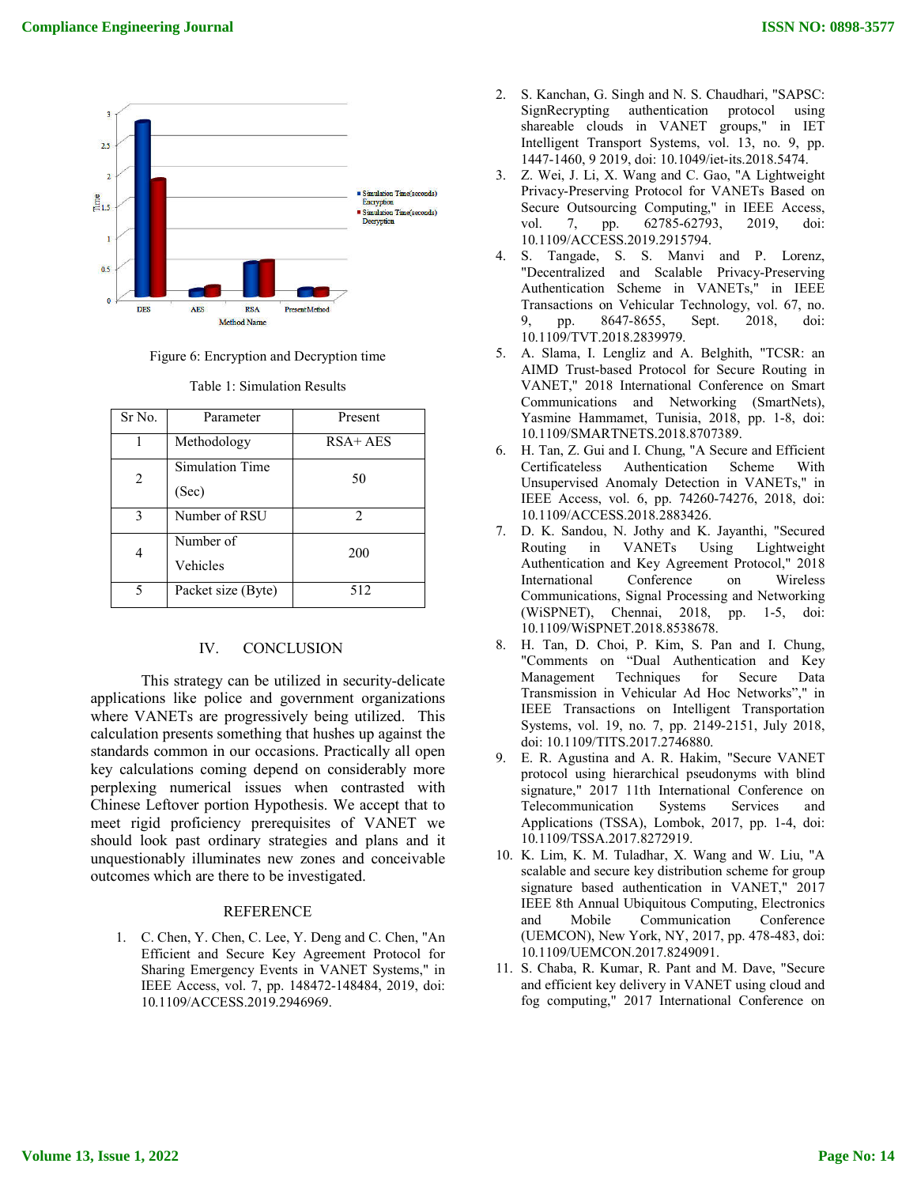Figure 6: Encryption and Decryption time

Table 1: Simulation Results

| Sr No. | Parameter | Present |
|---|---|---|
| 1 | Methodology | RSA+ AES |
| 2 | Simulation Time (Sec) | 50 |
| 3 | Number of RSU | 2 |
| 4 | Number of Vehicles | 200 |
| 5 | Packet size (Byte) | 512 |

## IV. CONCLUSION

This strategy can be utilized in security-delicate applications like police and government organizations where VANETs are progressively being utilized. This calculation presents something that hushes up against the standards common in our occasions. Practically all open key calculations coming depend on considerably more perplexing numerical issues when contrasted with Chinese Leftover portion Hypothesis. We accept that to meet rigid proficiency prerequisites of VANET we should look past ordinary strategies and plans and it unquestionably illuminates new zones and conceivable outcomes which are there to be investigated.

## REFERENCE

1. C. Chen, Y. Chen, C. Lee, Y. Deng and C. Chen, "An Efficient and Secure Key Agreement Protocol for Sharing Emergency Events in VANET Systems," in IEEE Access, vol. 7, pp. 148472-148484, 2019, doi: 10.1109/ACCESS.2019.2946969.
2. S. Kanchan, G. Singh and N. S. Chaudhari, "SAPSC: SignRecrypting authentication protocol using shareable clouds in VANET groups," in IET Intelligent Transport Systems, vol. 13, no. 9, pp. 1447-1460, 9 2019, doi: 10.1049/iet-its.2018.5474.
3. Z. Wei, J. Li, X. Wang and C. Gao, "A Lightweight Privacy-Preserving Protocol for VANETs Based on Secure Outsourcing Computing," in IEEE Access, vol. 7, pp. 62785-62793, 2019, doi: 10.1109/ACCESS.2019.2915794.
4. S. Tangade, S. S. Manvi and P. Lorenz, "Decentralized and Scalable Privacy-Preserving Authentication Scheme in VANETs," in IEEE Transactions on Vehicular Technology, vol. 67, no. 9, pp. 8647-8655, Sept. 2018, doi: 10.1109/TVT.2018.2839979.
5. A. Slama, I. Lengliz and A. Belghith, "TCSR: an AIMD Trust-based Protocol for Secure Routing in VANET," 2018 International Conference on Smart Communications and Networking (SmartNets), Yasmine Hammamet, Tunisia, 2018, pp. 1-8, doi: 10.1109/SMARTNETS.2018.8707389.
6. H. Tan, Z. Gui and I. Chung, "A Secure and Efficient Certificateless Authentication Scheme With Unsupervised Anomaly Detection in VANETs," in IEEE Access, vol. 6, pp. 74260-74276, 2018, doi: 10.1109/ACCESS.2018.2883426.
7. D. K. Sandou, N. Jothy and K. Jayanthi, "Secured Routing in VANETs Using Lightweight Authentication and Key Agreement Protocol," 2018 International Conference on Wireless Communications, Signal Processing and Networking (WiSPNET), Chennai, 2018, pp. 1-5, doi: 10.1109/WiSPNET.2018.8538678.
8. H. Tan, D. Choi, P. Kim, S. Pan and I. Chung, "Comments on "Dual Authentication and Key Management Techniques for Secure Data Transmission in Vehicular Ad Hoc Networks"," in IEEE Transactions on Intelligent Transportation Systems, vol. 19, no. 7, pp. 2149-2151, July 2018, doi: 10.1109/TITS.2017.2746880.
9. E. R. Agustina and A. R. Hakim, "Secure VANET protocol using hierarchical pseudonyms with blind signature," 2017 11th International Conference on Telecommunication Systems Services and Applications (TSSA), Lombok, 2017, pp. 1-4, doi: 10.1109/TSSA.2017.8272919.
10. K. Lim, K. M. Tuladhar, X. Wang and W. Liu, "A scalable and secure key distribution scheme for group signature based authentication in VANET," 2017 IEEE 8th Annual Ubiquitous Computing, Electronics and Mobile Communication Conference (UEMCON), New York, NY, 2017, pp. 478-483, doi: 10.1109/UEMCON.2017.8249091.
11. S. Chaba, R. Kumar, R. Pant and M. Dave, "Secure and efficient key delivery in VANET using cloud and fog computing," 2017 International Conference on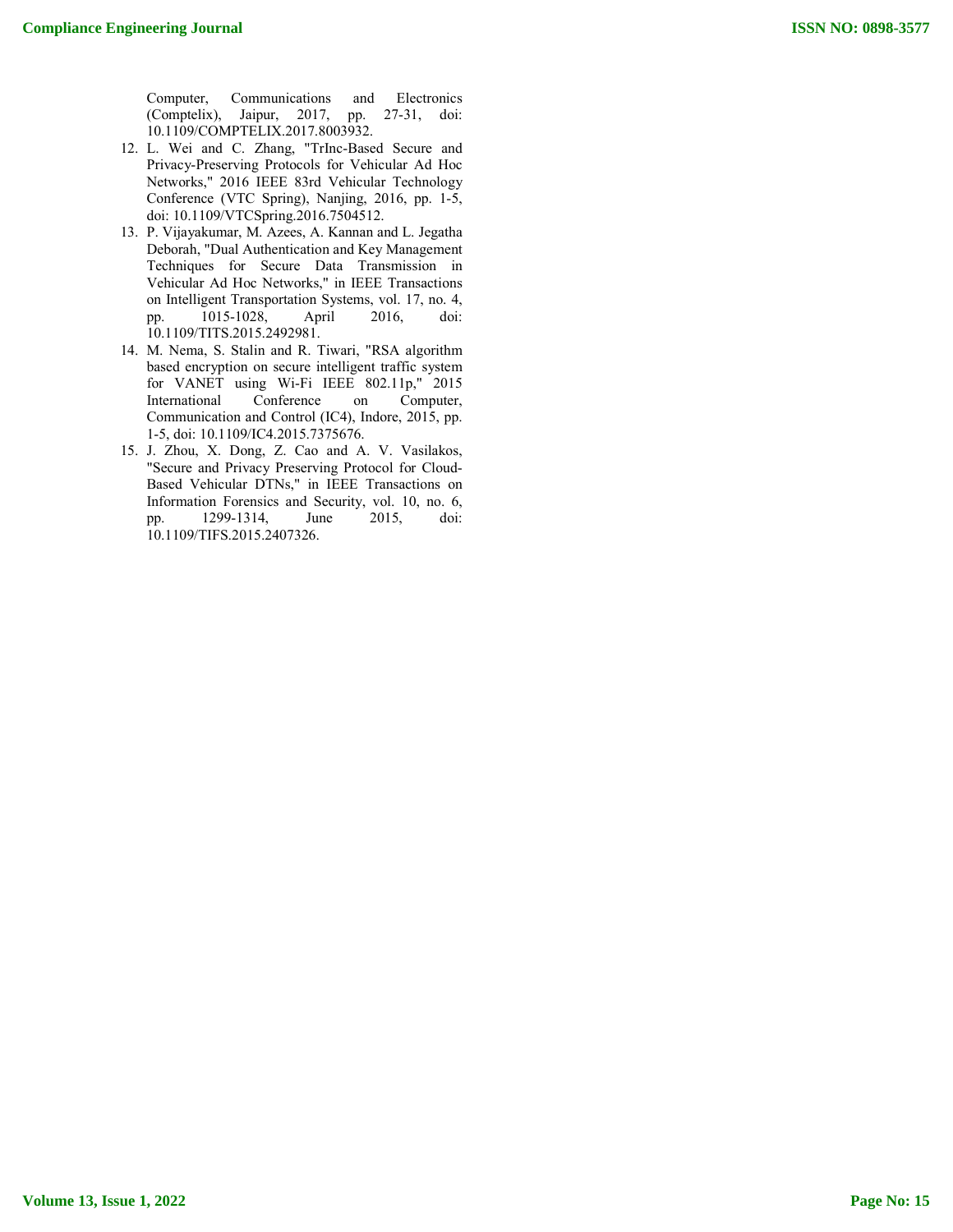Computer, Communications and Electronics (Comptelix), Jaipur, 2017, pp. 27-31, doi: 10.1109/COMPTELIX.2017.8003932.

12. L. Wei and C. Zhang, "TrInc-Based Secure and Privacy-Preserving Protocols for Vehicular Ad Hoc Networks," 2016 IEEE 83rd Vehicular Technology Conference (VTC Spring), Nanjing, 2016, pp. 1-5, doi: 10.1109/VTCSpring.2016.7504512.
13. P. Vijayakumar, M. Azees, A. Kannan and L. Jegatha Deborah, "Dual Authentication and Key Management Techniques for Secure Data Transmission in Vehicular Ad Hoc Networks," in IEEE Transactions on Intelligent Transportation Systems, vol. 17, no. 4, pp. 1015-1028, April 2016, doi: 10.1109/TITS.2015.2492981.
14. M. Nema, S. Stalin and R. Tiwari, "RSA algorithm based encryption on secure intelligent traffic system for VANET using Wi-Fi IEEE 802.11p," 2015 International Conference on Computer, Communication and Control (IC4), Indore, 2015, pp. 1-5, doi: 10.1109/IC4.2015.7375676.
15. J. Zhou, X. Dong, Z. Cao and A. V. Vasilakos, "Secure and Privacy Preserving Protocol for Cloud-Based Vehicular DTNs," in IEEE Transactions on Information Forensics and Security, vol. 10, no. 6, pp. 1299-1314, June 2015, doi: 10.1109/TIFS.2015.2407326.